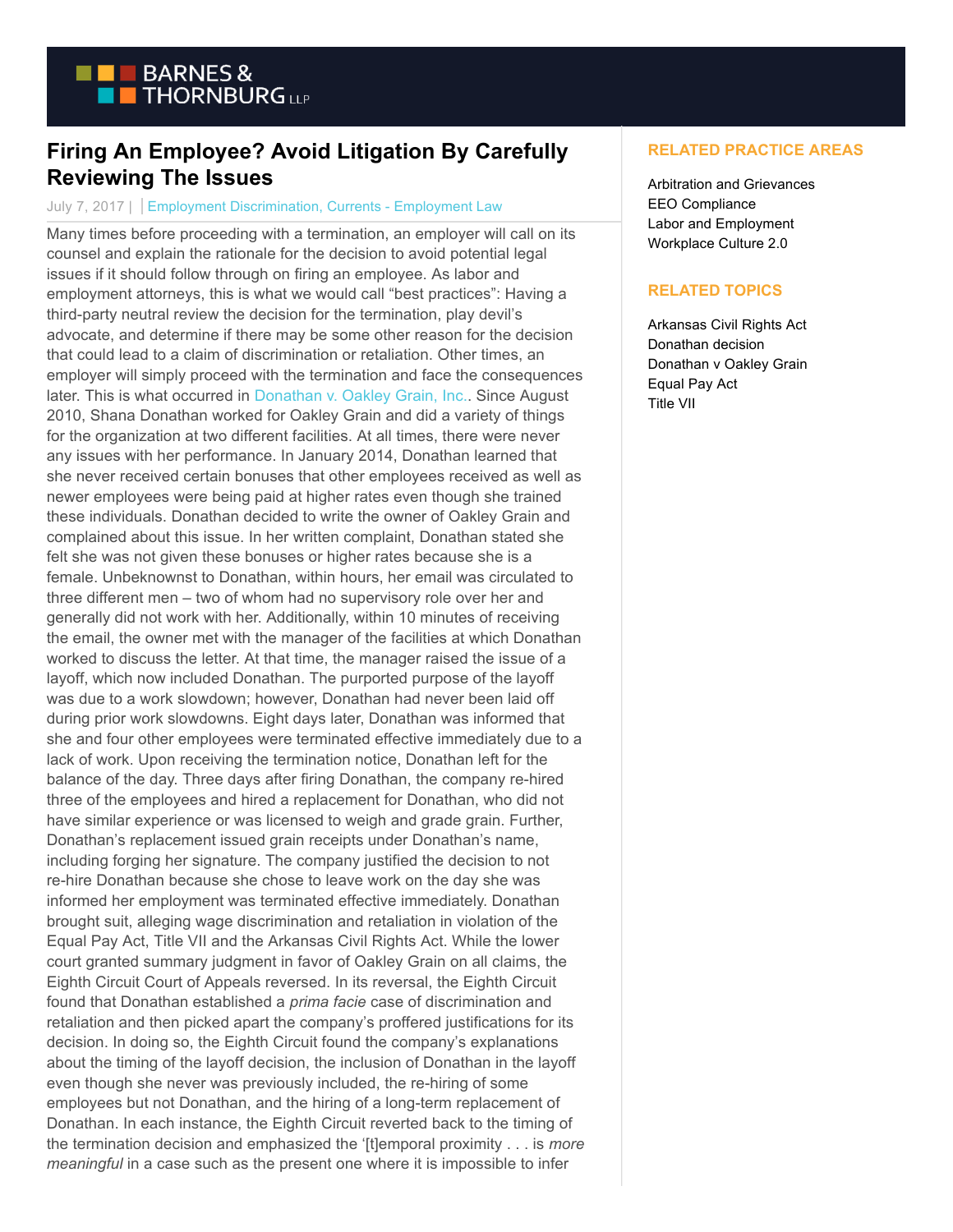# Firing An Employee? Avoid Litigation By Carefully Reviewing The Issues

July 7, 2017 | Employment Discrimination, Currents - Employment Law

Many times before proceeding with a termination, an employer will call on its counsel and explain the rationale for the decision to avoid potential legal issues if it should follow through on firing an employee. As labor and employment attorneys, this is what we would call "best practices": Having a third-party neutral review the decision for the termination, play devil's advocate, and determine if there may be some other reason for the decision that could lead to a claim of discrimination or retaliation. Other times, an employer will simply proceed with the termination and face the consequences later. This is what occurred in Donathan v. Oakley Grain, Inc.. Since August 2010, Shana Donathan worked for Oakley Grain and did a variety of things for the organization at two different facilities. At all times, there were never any issues with her performance. In January 2014, Donathan learned that she never received certain bonuses that other employees received as well as newer employees were being paid at higher rates even though she trained these individuals. Donathan decided to write the owner of Oakley Grain and complained about this issue. In her written complaint, Donathan stated she felt she was not given these bonuses or higher rates because she is a female. Unbeknownst to Donathan, within hours, her email was circulated to three different men – two of whom had no supervisory role over her and generally did not work with her. Additionally, within 10 minutes of receiving the email, the owner met with the manager of the facilities at which Donathan worked to discuss the letter. At that time, the manager raised the issue of a layoff, which now included Donathan. The purported purpose of the layoff was due to a work slowdown; however, Donathan had never been laid off during prior work slowdowns. Eight days later, Donathan was informed that she and four other employees were terminated effective immediately due to a lack of work. Upon receiving the termination notice, Donathan left for the balance of the day. Three days after firing Donathan, the company re-hired three of the employees and hired a replacement for Donathan, who did not have similar experience or was licensed to weigh and grade grain. Further, Donathan's replacement issued grain receipts under Donathan's name, including forging her signature. The company justified the decision to not re-hire Donathan because she chose to leave work on the day she was informed her employment was terminated effective immediately. Donathan brought suit, alleging wage discrimination and retaliation in violation of the Equal Pay Act, Title VII and the Arkansas Civil Rights Act. While the lower court granted summary judgment in favor of Oakley Grain on all claims, the Eighth Circuit Court of Appeals reversed. In its reversal, the Eighth Circuit found that Donathan established a *prima facie* case of discrimination and retaliation and then picked apart the company's proffered justifications for its decision. In doing so, the Eighth Circuit found the company's explanations about the timing of the layoff decision, the inclusion of Donathan in the layoff even though she never was previously included, the re-hiring of some employees but not Donathan, and the hiring of a long-term replacement of Donathan. In each instance, the Eighth Circuit reverted back to the timing of the termination decision and emphasized the '[t]emporal proximity . . . is *more meaningful* in a case such as the present one where it is impossible to infer

**RELATED PRACTICE AREAS**

- Arbitration and Grievances
- EEO Compliance
- Labor and Employment
- Workplace Culture 2.0

**RELATED TOPICS**

- Arkansas Civil Rights Act
- Donathan decision
- Donathan v Oakley Grain
- Equal Pay Act
- Title VII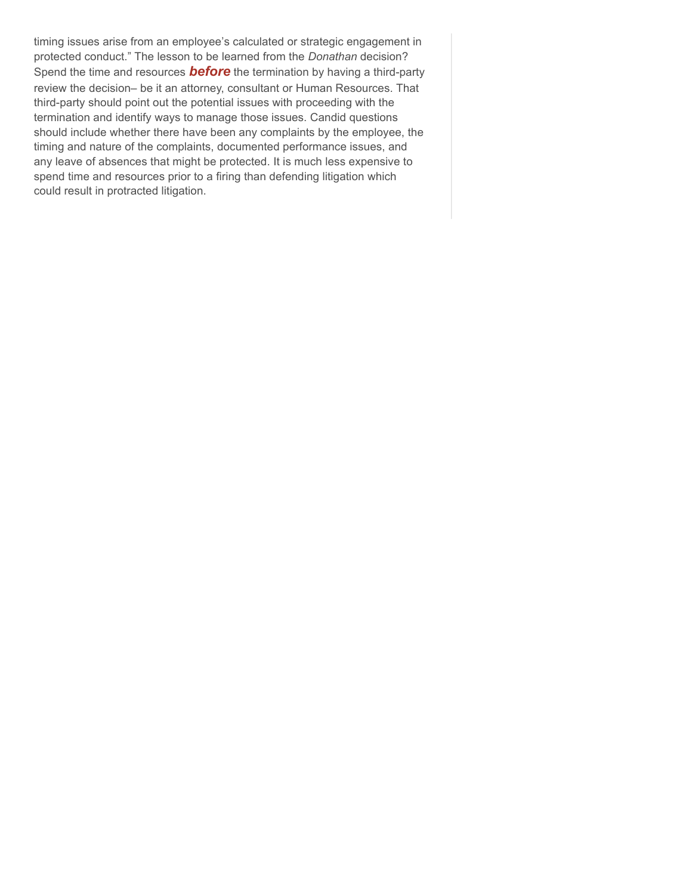timing issues arise from an employee's calculated or strategic engagement in protected conduct." The lesson to be learned from the *Donathan* decision? Spend the time and resources ***before*** the termination by having a third-party review the decision– be it an attorney, consultant or Human Resources. That third-party should point out the potential issues with proceeding with the termination and identify ways to manage those issues. Candid questions should include whether there have been any complaints by the employee, the timing and nature of the complaints, documented performance issues, and any leave of absences that might be protected. It is much less expensive to spend time and resources prior to a firing than defending litigation which could result in protracted litigation.